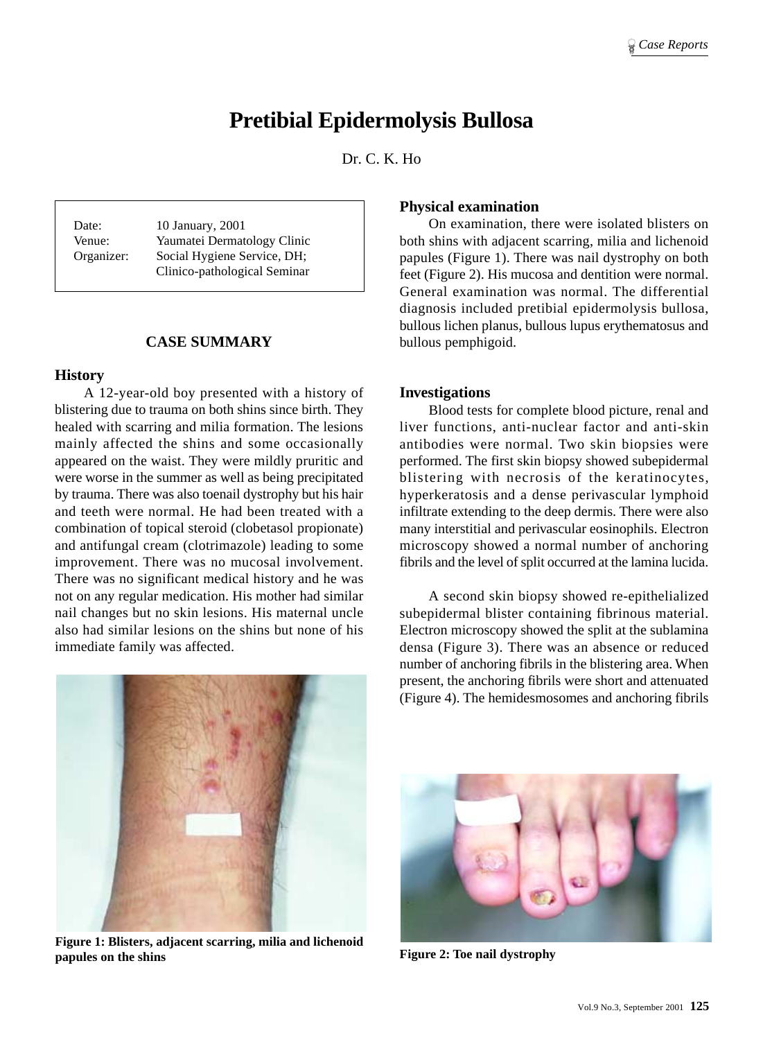# Pretibial Epidermolysis Bullosa

Dr. C. K. Ho

| | |
|---|---|
| Date: | 10 January, 2001 |
| Venue: | Yaumatei Dermatology Clinic |
| Organizer: | Social Hygiene Service, DH; Clinico-pathological Seminar |

## CASE SUMMARY

### History

A 12-year-old boy presented with a history of blistering due to trauma on both shins since birth. They healed with scarring and milia formation. The lesions mainly affected the shins and some occasionally appeared on the waist. They were mildly pruritic and were worse in the summer as well as being precipitated by trauma. There was also toenail dystrophy but his hair and teeth were normal. He had been treated with a combination of topical steroid (clobetasol propionate) and antifungal cream (clotrimazole) leading to some improvement. There was no mucosal involvement. There was no significant medical history and he was not on any regular medication. His mother had similar nail changes but no skin lesions. His maternal uncle also had similar lesions on the shins but none of his immediate family was affected.

**Figure 1: Blisters, adjacent scarring, milia and lichenoid papules on the shins**

### Physical examination

On examination, there were isolated blisters on both shins with adjacent scarring, milia and lichenoid papules (Figure 1). There was nail dystrophy on both feet (Figure 2). His mucosa and dentition were normal. General examination was normal. The differential diagnosis included pretibial epidermolysis bullosa, bullous lichen planus, bullous lupus erythematosus and bullous pemphigoid.

### Investigations

Blood tests for complete blood picture, renal and liver functions, anti-nuclear factor and anti-skin antibodies were normal. Two skin biopsies were performed. The first skin biopsy showed subepidermal blistering with necrosis of the keratinocytes, hyperkeratosis and a dense perivascular lymphoid infiltrate extending to the deep dermis. There were also many interstitial and perivascular eosinophils. Electron microscopy showed a normal number of anchoring fibrils and the level of split occurred at the lamina lucida.

A second skin biopsy showed re-epithelialized subepidermal blister containing fibrinous material. Electron microscopy showed the split at the sublamina densa (Figure 3). There was an absence or reduced number of anchoring fibrils in the blistering area. When present, the anchoring fibrils were short and attenuated (Figure 4). The hemidesmosomes and anchoring fibrils

**Figure 2: Toe nail dystrophy**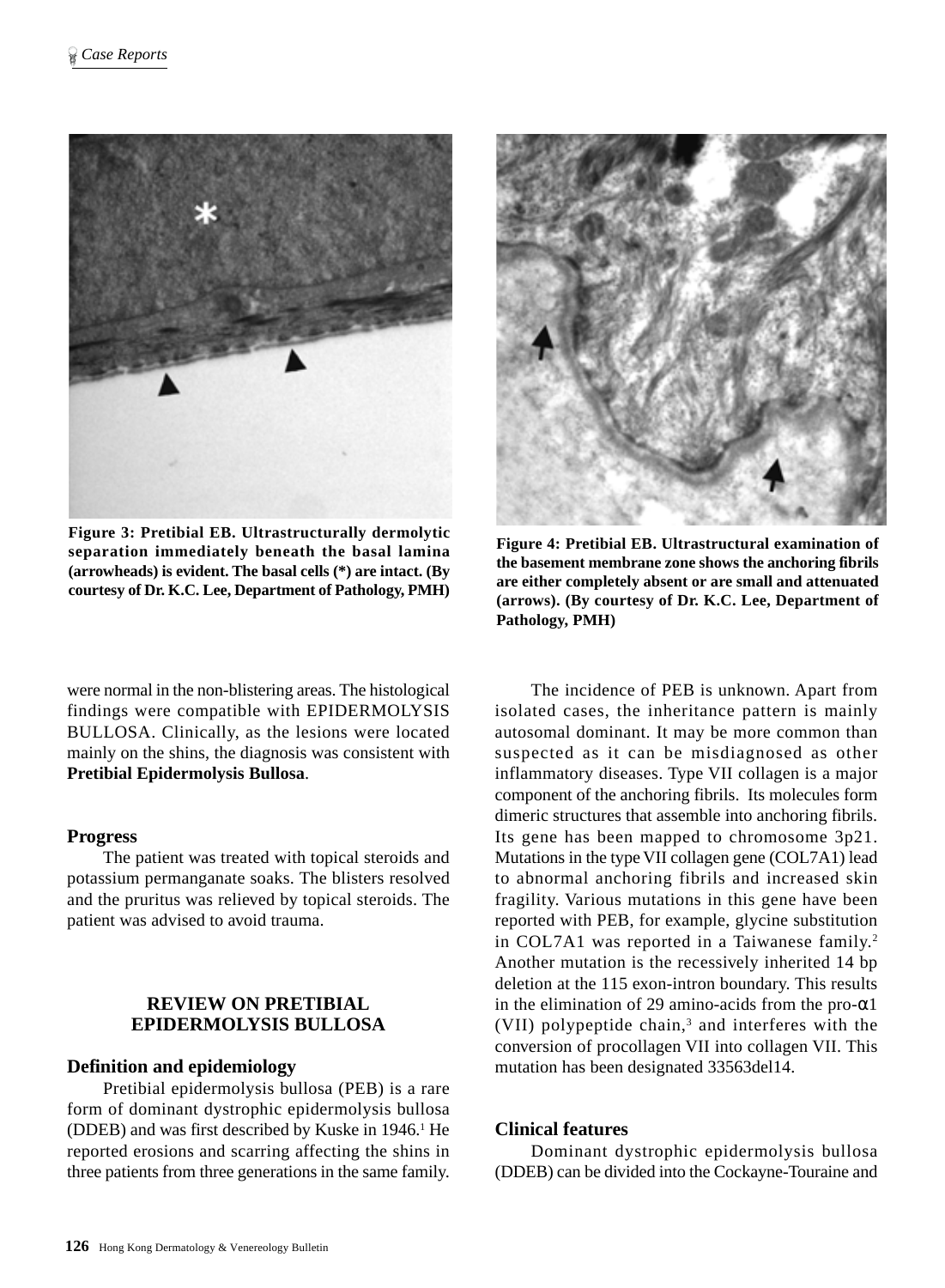Figure 3: Pretibial EB. Ultrastructurally dermolytic separation immediately beneath the basal lamina (arrowheads) is evident. The basal cells (*) are intact. (By courtesy of Dr. K.C. Lee, Department of Pathology, PMH)

Figure 4: Pretibial EB. Ultrastructural examination of the basement membrane zone shows the anchoring fibrils are either completely absent or are small and attenuated (arrows). (By courtesy of Dr. K.C. Lee, Department of Pathology, PMH)

were normal in the non-blistering areas. The histological findings were compatible with EPIDERMOLYSIS BULLOSA. Clinically, as the lesions were located mainly on the shins, the diagnosis was consistent with **Pretibial Epidermolysis Bullosa**.

### Progress

The patient was treated with topical steroids and potassium permanganate soaks. The blisters resolved and the pruritus was relieved by topical steroids. The patient was advised to avoid trauma.

## REVIEW ON PRETIBIAL EPIDERMOLYSIS BULLOSA

### Definition and epidemiology

Pretibial epidermolysis bullosa (PEB) is a rare form of dominant dystrophic epidermolysis bullosa (DDEB) and was first described by Kuske in 1946.[1] He reported erosions and scarring affecting the shins in three patients from three generations in the same family.

The incidence of PEB is unknown. Apart from isolated cases, the inheritance pattern is mainly autosomal dominant. It may be more common than suspected as it can be misdiagnosed as other inflammatory diseases. Type VII collagen is a major component of the anchoring fibrils. Its molecules form dimeric structures that assemble into anchoring fibrils. Its gene has been mapped to chromosome 3p21. Mutations in the type VII collagen gene (COL7A1) lead to abnormal anchoring fibrils and increased skin fragility. Various mutations in this gene have been reported with PEB, for example, glycine substitution in COL7A1 was reported in a Taiwanese family.[2] Another mutation is the recessively inherited 14 bp deletion at the 115 exon-intron boundary. This results in the elimination of 29 amino-acids from the pro-$\alpha$1 (VII) polypeptide chain,[3] and interferes with the conversion of procollagen VII into collagen VII. This mutation has been designated 33563del14.

### Clinical features

Dominant dystrophic epidermolysis bullosa (DDEB) can be divided into the Cockayne-Touraine and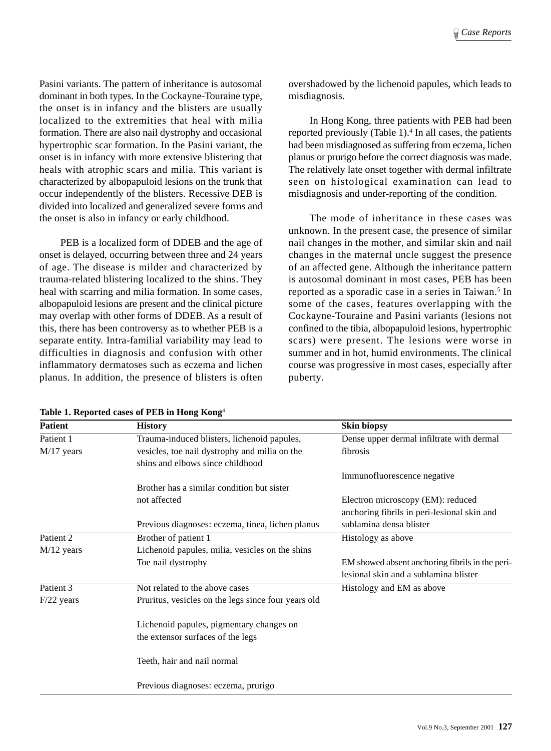Pasini variants. The pattern of inheritance is autosomal dominant in both types. In the Cockayne-Touraine type, the onset is in infancy and the blisters are usually localized to the extremities that heal with milia formation. There are also nail dystrophy and occasional hypertrophic scar formation. In the Pasini variant, the onset is in infancy with more extensive blistering that heals with atrophic scars and milia. This variant is characterized by albopapuloid lesions on the trunk that occur independently of the blisters. Recessive DEB is divided into localized and generalized severe forms and the onset is also in infancy or early childhood.

PEB is a localized form of DDEB and the age of onset is delayed, occurring between three and 24 years of age. The disease is milder and characterized by trauma-related blistering localized to the shins. They heal with scarring and milia formation. In some cases, albopapuloid lesions are present and the clinical picture may overlap with other forms of DDEB. As a result of this, there has been controversy as to whether PEB is a separate entity. Intra-familial variability may lead to difficulties in diagnosis and confusion with other inflammatory dermatoses such as eczema and lichen planus. In addition, the presence of blisters is often overshadowed by the lichenoid papules, which leads to misdiagnosis.

In Hong Kong, three patients with PEB had been reported previously (Table 1).[4] In all cases, the patients had been misdiagnosed as suffering from eczema, lichen planus or prurigo before the correct diagnosis was made. The relatively late onset together with dermal infiltrate seen on histological examination can lead to misdiagnosis and under-reporting of the condition.

The mode of inheritance in these cases was unknown. In the present case, the presence of similar nail changes in the mother, and similar skin and nail changes in the maternal uncle suggest the presence of an affected gene. Although the inheritance pattern is autosomal dominant in most cases, PEB has been reported as a sporadic case in a series in Taiwan.[5] In some of the cases, features overlapping with the Cockayne-Touraine and Pasini variants (lesions not confined to the tibia, albopapuloid lesions, hypertrophic scars) were present. The lesions were worse in summer and in hot, humid environments. The clinical course was progressive in most cases, especially after puberty.

**Table 1. Reported cases of PEB in Hong Kong**[4]

| Patient | History | Skin biopsy |
|---|---|---|
| Patient 1 M/17 years | Trauma-induced blisters, lichenoid papules, vesicles, toe nail dystrophy and milia on the shins and elbows since childhood<br><br>Brother has a similar condition but sister not affected<br><br>Previous diagnoses: eczema, tinea, lichen planus | Dense upper dermal infiltrate with dermal fibrosis<br><br>Immunofluorescence negative<br><br>Electron microscopy (EM): reduced anchoring fibrils in peri-lesional skin and sublamina densa blister |
| Patient 2 M/12 years | Brother of patient 1<br>Lichenoid papules, milia, vesicles on the shins<br>Toe nail dystrophy | Histology as above<br><br>EM showed absent anchoring fibrils in the peri-lesional skin and a sublamina blister |
| Patient 3 F/22 years | Not related to the above cases<br>Pruritus, vesicles on the legs since four years old<br><br>Lichenoid papules, pigmentary changes on the extensor surfaces of the legs<br><br>Teeth, hair and nail normal<br><br>Previous diagnoses: eczema, prurigo | Histology and EM as above |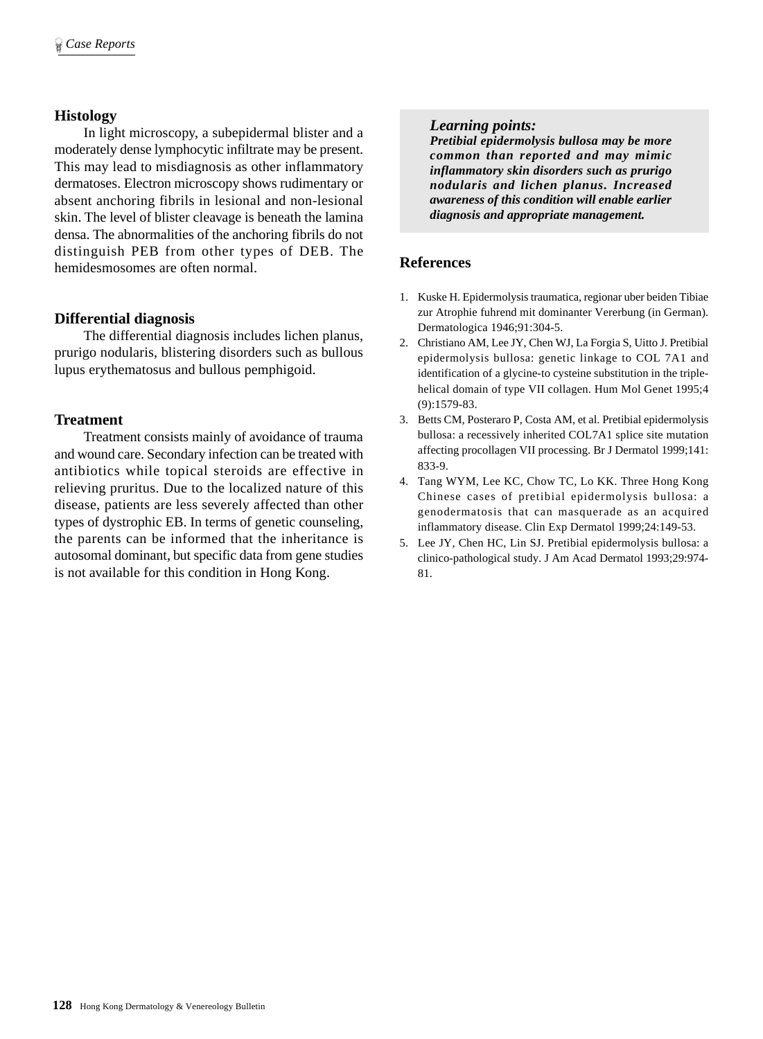## Histology

In light microscopy, a subepidermal blister and a moderately dense lymphocytic infiltrate may be present. This may lead to misdiagnosis as other inflammatory dermatoses. Electron microscopy shows rudimentary or absent anchoring fibrils in lesional and non-lesional skin. The level of blister cleavage is beneath the lamina densa. The abnormalities of the anchoring fibrils do not distinguish PEB from other types of DEB. The hemidesmosomes are often normal.

## Differential diagnosis

The differential diagnosis includes lichen planus, prurigo nodularis, blistering disorders such as bullous lupus erythematosus and bullous pemphigoid.

## Treatment

Treatment consists mainly of avoidance of trauma and wound care. Secondary infection can be treated with antibiotics while topical steroids are effective in relieving pruritus. Due to the localized nature of this disease, patients are less severely affected than other types of dystrophic EB. In terms of genetic counseling, the parents can be informed that the inheritance is autosomal dominant, but specific data from gene studies is not available for this condition in Hong Kong.

> ***Learning points:***
> ***Pretibial epidermolysis bullosa may be more common than reported and may mimic inflammatory skin disorders such as prurigo nodularis and lichen planus. Increased awareness of this condition will enable earlier diagnosis and appropriate management.***

## References

1. Kuske H. Epidermolysis traumatica, regionar uber beiden Tibiae zur Atrophie fuhrend mit dominanter Vererbung (in German). Dermatologica 1946;91:304-5.
2. Christiano AM, Lee JY, Chen WJ, La Forgia S, Uitto J. Pretibial epidermolysis bullosa: genetic linkage to COL 7A1 and identification of a glycine-to cysteine substitution in the triple-helical domain of type VII collagen. Hum Mol Genet 1995;4(9):1579-83.
3. Betts CM, Posteraro P, Costa AM, et al. Pretibial epidermolysis bullosa: a recessively inherited COL7A1 splice site mutation affecting procollagen VII processing. Br J Dermatol 1999;141:833-9.
4. Tang WYM, Lee KC, Chow TC, Lo KK. Three Hong Kong Chinese cases of pretibial epidermolysis bullosa: a genodermatosis that can masquerade as an acquired inflammatory disease. Clin Exp Dermatol 1999;24:149-53.
5. Lee JY, Chen HC, Lin SJ. Pretibial epidermolysis bullosa: a clinico-pathological study. J Am Acad Dermatol 1993;29:974-81.